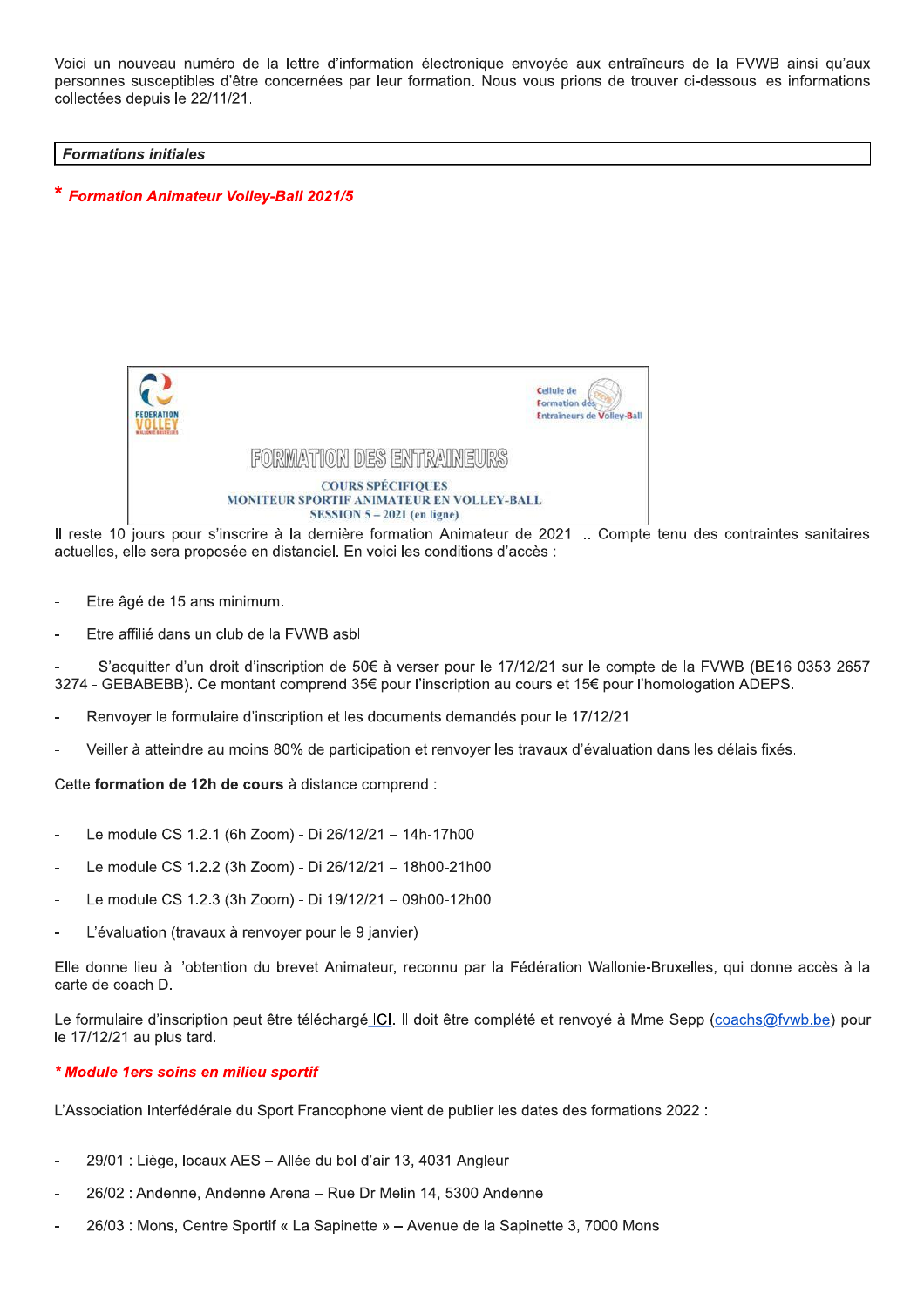Voici un nouveau numéro de la lettre d'information électronique envoyée aux entraîneurs de la FVWB ainsi qu'aux personnes susceptibles d'être concernées par leur formation. Nous vous prions de trouver ci-dessous les informations collectées depuis le 22/11/21.

## *Formations initiales*

### * *Formation Animateur Volley-Ball 2021/5*

FEDERATION VOLLEY

Cellule de Formation des Entraîneurs de Volley-Ball

FORMATION DES ENTRAINEURS

COURS SPÉCIFIQUES
MONITEUR SPORTIF ANIMATEUR EN VOLLEY-BALL
SESSION 5 – 2021 (en ligne)

Il reste 10 jours pour s'inscrire à la dernière formation Animateur de 2021 ... Compte tenu des contraintes sanitaires actuelles, elle sera proposée en distanciel. En voici les conditions d'accès :

- Etre âgé de 15 ans minimum.
- Etre affilié dans un club de la FVWB asbl
- S'acquitter d'un droit d'inscription de 50€ à verser pour le 17/12/21 sur le compte de la FVWB (BE16 0353 2657 3274 - GEBABEBB). Ce montant comprend 35€ pour l'inscription au cours et 15€ pour l'homologation ADEPS.
- Renvoyer le formulaire d'inscription et les documents demandés pour le 17/12/21.
- Veiller à atteindre au moins 80% de participation et renvoyer les travaux d'évaluation dans les délais fixés.

Cette **formation de 12h de cours** à distance comprend :

- Le module CS 1.2.1 (6h Zoom) - Di 26/12/21 – 14h-17h00
- Le module CS 1.2.2 (3h Zoom) - Di 26/12/21 – 18h00-21h00
- Le module CS 1.2.3 (3h Zoom) - Di 19/12/21 – 09h00-12h00
- L'évaluation (travaux à renvoyer pour le 9 janvier)

Elle donne lieu à l'obtention du brevet Animateur, reconnu par la Fédération Wallonie-Bruxelles, qui donne accès à la carte de coach D.

Le formulaire d'inscription peut être téléchargé ICI. Il doit être complété et renvoyé à Mme Sepp (coachs@fvwb.be) pour le 17/12/21 au plus tard.

### * *Module 1ers soins en milieu sportif*

L'Association Interfédérale du Sport Francophone vient de publier les dates des formations 2022 :

- 29/01 : Liège, locaux AES – Allée du bol d'air 13, 4031 Angleur
- 26/02 : Andenne, Andenne Arena – Rue Dr Melin 14, 5300 Andenne
- 26/03 : Mons, Centre Sportif « La Sapinette » – Avenue de la Sapinette 3, 7000 Mons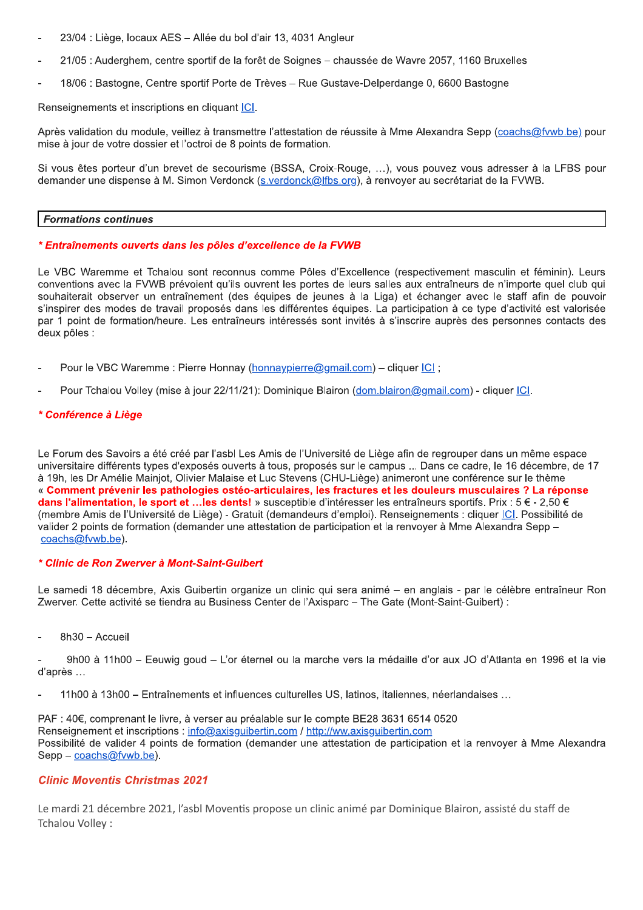- 23/04 : Liège, locaux AES – Allée du bol d'air 13, 4031 Angleur
- 21/05 : Auderghem, centre sportif de la forêt de Soignes – chaussée de Wavre 2057, 1160 Bruxelles
- 18/06 : Bastogne, Centre sportif Porte de Trèves – Rue Gustave-Delperdange 0, 6600 Bastogne

Renseignements et inscriptions en cliquant ICI.

Après validation du module, veillez à transmettre l'attestation de réussite à Mme Alexandra Sepp (coachs@fvwb.be) pour mise à jour de votre dossier et l'octroi de 8 points de formation.

Si vous êtes porteur d'un brevet de secourisme (BSSA, Croix-Rouge, …), vous pouvez vous adresser à la LFBS pour demander une dispense à M. Simon Verdonck (s.verdonck@lfbs.org), à renvoyer au secrétariat de la FVWB.

## *Formations continues*

### *** Entraînements ouverts dans les pôles d'excellence de la FVWB***

Le VBC Waremme et Tchalou sont reconnus comme Pôles d'Excellence (respectivement masculin et féminin). Leurs conventions avec la FVWB prévoient qu'ils ouvrent les portes de leurs salles aux entraîneurs de n'importe quel club qui souhaiterait observer un entraînement (des équipes de jeunes à la Liga) et échanger avec le staff afin de pouvoir s'inspirer des modes de travail proposés dans les différentes équipes. La participation à ce type d'activité est valorisée par 1 point de formation/heure. Les entraîneurs intéressés sont invités à s'inscrire auprès des personnes contacts des deux pôles :

- Pour le VBC Waremme : Pierre Honnay (honnaypierre@gmail.com) – cliquer ICI ;
- Pour Tchalou Volley (mise à jour 22/11/21): Dominique Blairon (dom.blairon@gmail.com) - cliquer ICI.

### *** Conférence à Liège***

Le Forum des Savoirs a été créé par l'asbl Les Amis de l'Université de Liège afin de regrouper dans un même espace universitaire différents types d'exposés ouverts à tous, proposés sur le campus ... Dans ce cadre, le 16 décembre, de 17 à 19h, les Dr Amélie Mainjot, Olivier Malaise et Luc Stevens (CHU-Liège) animeront une conférence sur le thème « **Comment prévenir les pathologies ostéo-articulaires, les fractures et les douleurs musculaires ? La réponse dans l'alimentation, le sport et …les dents!** » susceptible d'intéresser les entraîneurs sportifs. Prix : 5 € - 2,50 € (membre Amis de l'Université de Liège) - Gratuit (demandeurs d'emploi). Renseignements : cliquer ICI. Possibilité de valider 2 points de formation (demander une attestation de participation et la renvoyer à Mme Alexandra Sepp – coachs@fvwb.be).

### *** Clinic de Ron Zwerver à Mont-Saint-Guibert***

Le samedi 18 décembre, Axis Guibertin organize un clinic qui sera animé – en anglais - par le célèbre entraîneur Ron Zwerver. Cette activité se tiendra au Business Center de l'Axisparc – The Gate (Mont-Saint-Guibert) :

- 8h30 – Accueil
- 9h00 à 11h00 – Eeuwig goud – L'or éternel ou la marche vers la médaille d'or aux JO d'Atlanta en 1996 et la vie d'après …
- 11h00 à 13h00 – Entraînements et influences culturelles US, latinos, italiennes, néerlandaises …

PAF : 40€, comprenant le livre, à verser au préalable sur le compte BE28 3631 6514 0520
Renseignement et inscriptions : info@axisguibertin.com / http://ww.axisguibertin.com
Possibilité de valider 4 points de formation (demander une attestation de participation et la renvoyer à Mme Alexandra Sepp – coachs@fvwb.be).

### *Clinic Moventis Christmas 2021*

Le mardi 21 décembre 2021, l'asbl Moventis propose un clinic animé par Dominique Blairon, assisté du staff de Tchalou Volley :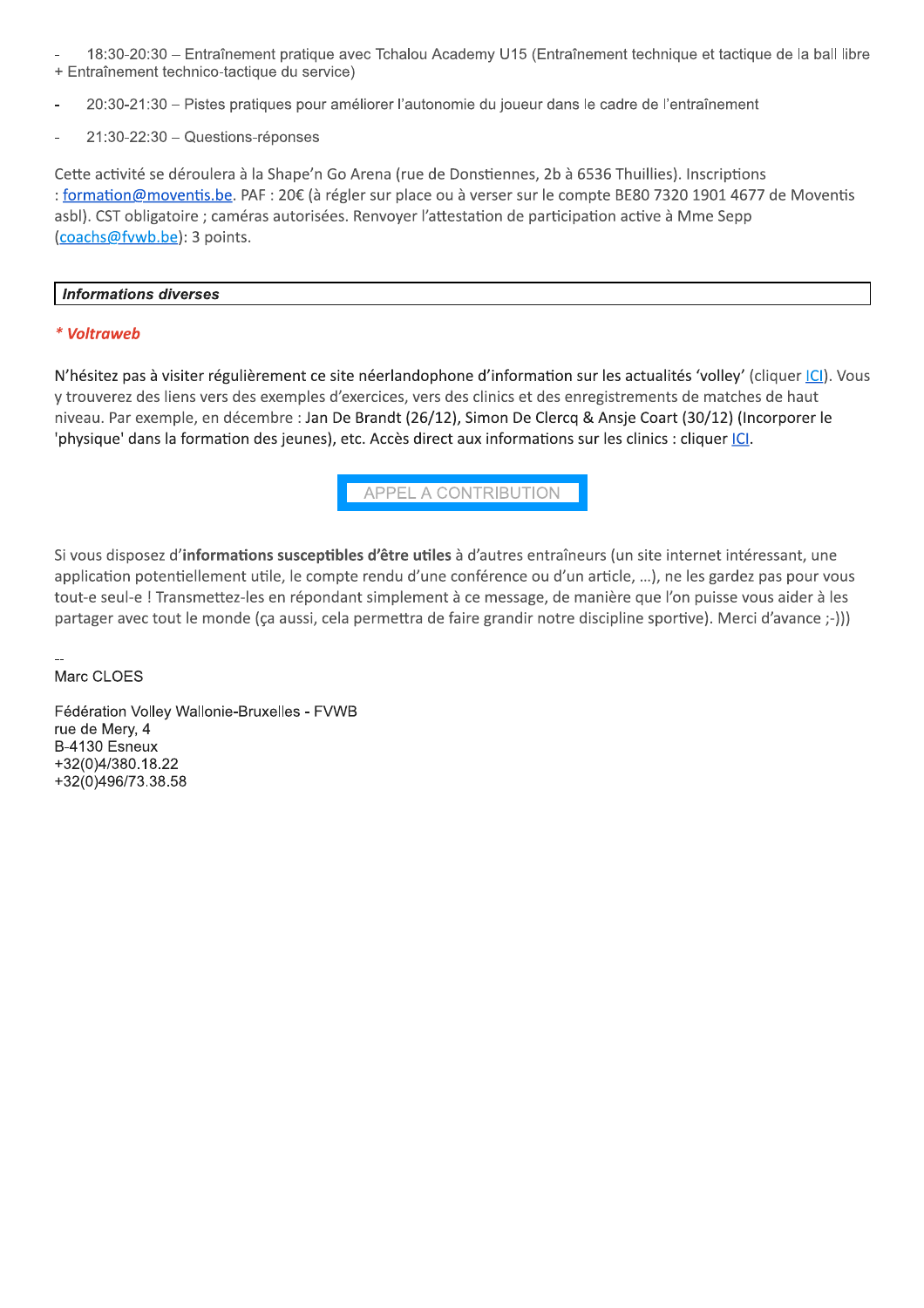- 18:30-20:30 – Entraînement pratique avec Tchalou Academy U15 (Entraînement technique et tactique de la ball libre + Entraînement technico-tactique du service)
- 20:30-21:30 – Pistes pratiques pour améliorer l'autonomie du joueur dans le cadre de l'entraînement
- 21:30-22:30 – Questions-réponses

Cette activité se déroulera à la Shape'n Go Arena (rue de Donstiennes, 2b à 6536 Thuillies). Inscriptions : formation@moventis.be. PAF : 20€ (à régler sur place ou à verser sur le compte BE80 7320 1901 4677 de Moventis asbl). CST obligatoire ; caméras autorisées. Renvoyer l'attestation de participation active à Mme Sepp (coachs@fvwb.be): 3 points.

## *Informations diverses*

***\* Voltraweb***

N'hésitez pas à visiter régulièrement ce site néerlandophone d'information sur les actualités 'volley' (cliquer ICI). Vous y trouverez des liens vers des exemples d'exercices, vers des clinics et des enregistrements de matches de haut niveau. Par exemple, en décembre : Jan De Brandt (26/12), Simon De Clercq & Ansje Coart (30/12) (Incorporer le 'physique' dans la formation des jeunes), etc. Accès direct aux informations sur les clinics : cliquer ICI.

APPEL A CONTRIBUTION

Si vous disposez d'**informations susceptibles d'être utiles** à d'autres entraîneurs (un site internet intéressant, une application potentiellement utile, le compte rendu d'une conférence ou d'un article, …), ne les gardez pas pour vous tout-e seul-e ! Transmettez-les en répondant simplement à ce message, de manière que l'on puisse vous aider à les partager avec tout le monde (ça aussi, cela permettra de faire grandir notre discipline sportive). Merci d'avance ;-)))

--
Marc CLOES

Fédération Volley Wallonie-Bruxelles - FVWB
rue de Mery, 4
B-4130 Esneux
+32(0)4/380.18.22
+32(0)496/73.38.58